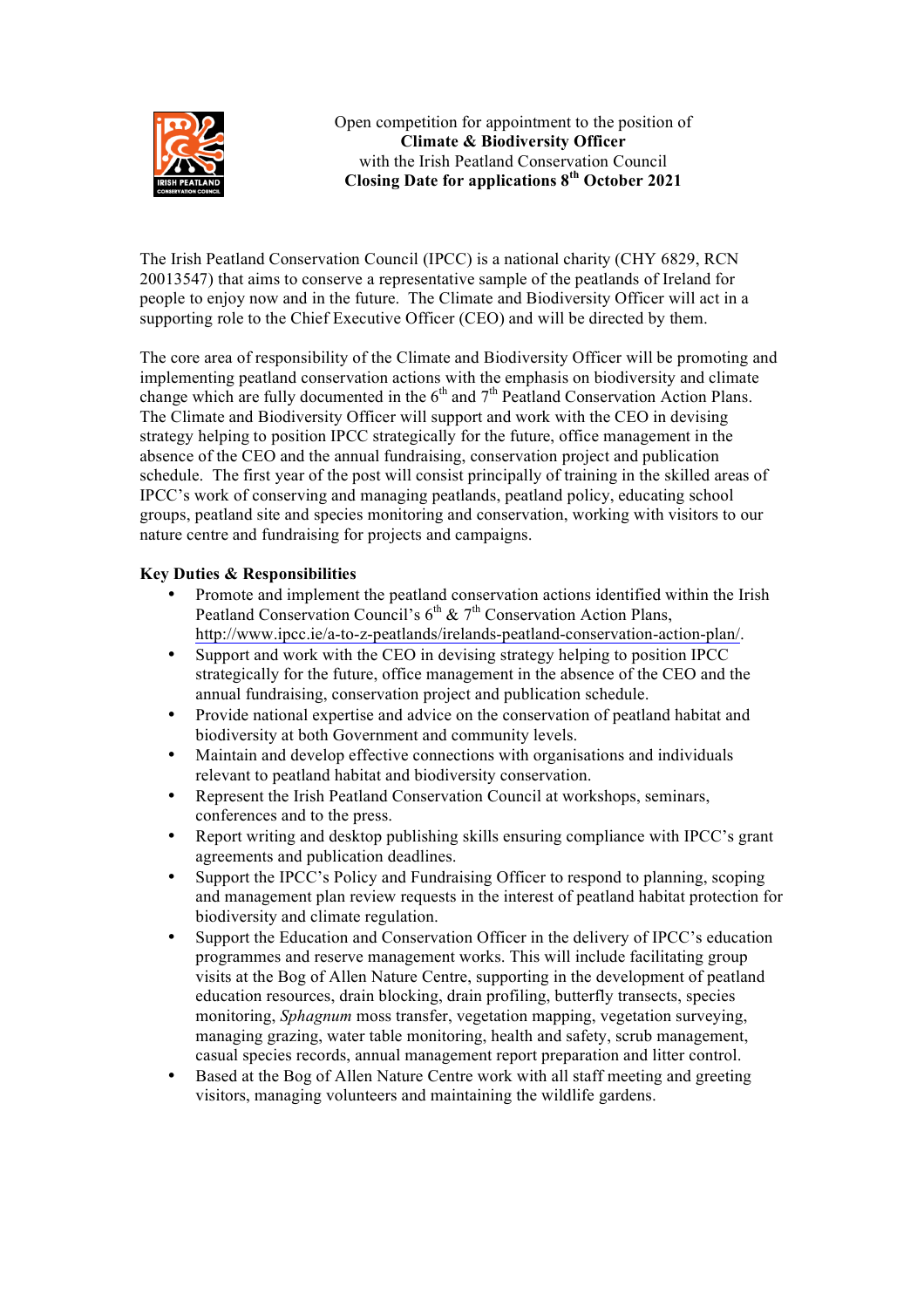Open competition for appointment to the position of

**Climate & Biodiversity Officer**

with the Irish Peatland Conservation Council

**Closing Date for applications 8th October 2021**

The Irish Peatland Conservation Council (IPCC) is a national charity (CHY 6829, RCN 20013547) that aims to conserve a representative sample of the peatlands of Ireland for people to enjoy now and in the future. The Climate and Biodiversity Officer will act in a supporting role to the Chief Executive Officer (CEO) and will be directed by them.

The core area of responsibility of the Climate and Biodiversity Officer will be promoting and implementing peatland conservation actions with the emphasis on biodiversity and climate change which are fully documented in the 6th and 7th Peatland Conservation Action Plans. The Climate and Biodiversity Officer will support and work with the CEO in devising strategy helping to position IPCC strategically for the future, office management in the absence of the CEO and the annual fundraising, conservation project and publication schedule. The first year of the post will consist principally of training in the skilled areas of IPCC's work of conserving and managing peatlands, peatland policy, educating school groups, peatland site and species monitoring and conservation, working with visitors to our nature centre and fundraising for projects and campaigns.

**Key Duties & Responsibilities**

- Promote and implement the peatland conservation actions identified within the Irish Peatland Conservation Council's 6th & 7th Conservation Action Plans, http://www.ipcc.ie/a-to-z-peatlands/irelands-peatland-conservation-action-plan/.
- Support and work with the CEO in devising strategy helping to position IPCC strategically for the future, office management in the absence of the CEO and the annual fundraising, conservation project and publication schedule.
- Provide national expertise and advice on the conservation of peatland habitat and biodiversity at both Government and community levels.
- Maintain and develop effective connections with organisations and individuals relevant to peatland habitat and biodiversity conservation.
- Represent the Irish Peatland Conservation Council at workshops, seminars, conferences and to the press.
- Report writing and desktop publishing skills ensuring compliance with IPCC's grant agreements and publication deadlines.
- Support the IPCC's Policy and Fundraising Officer to respond to planning, scoping and management plan review requests in the interest of peatland habitat protection for biodiversity and climate regulation.
- Support the Education and Conservation Officer in the delivery of IPCC's education programmes and reserve management works. This will include facilitating group visits at the Bog of Allen Nature Centre, supporting in the development of peatland education resources, drain blocking, drain profiling, butterfly transects, species monitoring, *Sphagnum* moss transfer, vegetation mapping, vegetation surveying, managing grazing, water table monitoring, health and safety, scrub management, casual species records, annual management report preparation and litter control.
- Based at the Bog of Allen Nature Centre work with all staff meeting and greeting visitors, managing volunteers and maintaining the wildlife gardens.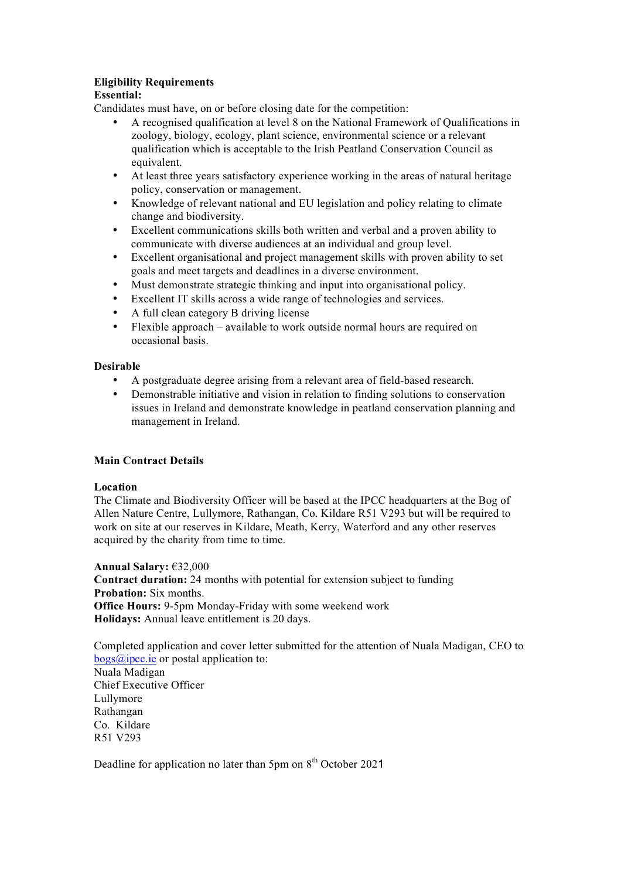**Eligibility Requirements**

**Essential:**

Candidates must have, on or before closing date for the competition:

- A recognised qualification at level 8 on the National Framework of Qualifications in zoology, biology, ecology, plant science, environmental science or a relevant qualification which is acceptable to the Irish Peatland Conservation Council as equivalent.
- At least three years satisfactory experience working in the areas of natural heritage policy, conservation or management.
- Knowledge of relevant national and EU legislation and policy relating to climate change and biodiversity.
- Excellent communications skills both written and verbal and a proven ability to communicate with diverse audiences at an individual and group level.
- Excellent organisational and project management skills with proven ability to set goals and meet targets and deadlines in a diverse environment.
- Must demonstrate strategic thinking and input into organisational policy.
- Excellent IT skills across a wide range of technologies and services.
- A full clean category B driving license
- Flexible approach – available to work outside normal hours are required on occasional basis.

**Desirable**

- A postgraduate degree arising from a relevant area of field-based research.
- Demonstrable initiative and vision in relation to finding solutions to conservation issues in Ireland and demonstrate knowledge in peatland conservation planning and management in Ireland.

**Main Contract Details**

**Location**

The Climate and Biodiversity Officer will be based at the IPCC headquarters at the Bog of Allen Nature Centre, Lullymore, Rathangan, Co. Kildare R51 V293 but will be required to work on site at our reserves in Kildare, Meath, Kerry, Waterford and any other reserves acquired by the charity from time to time.

**Annual Salary:** €32,000
**Contract duration:** 24 months with potential for extension subject to funding
**Probation:** Six months.
**Office Hours:** 9-5pm Monday-Friday with some weekend work
**Holidays:** Annual leave entitlement is 20 days.

Completed application and cover letter submitted for the attention of Nuala Madigan, CEO to bogs@ipcc.ie or postal application to:
Nuala Madigan
Chief Executive Officer
Lullymore
Rathangan
Co. Kildare
R51 V293

Deadline for application no later than 5pm on 8th October 2021